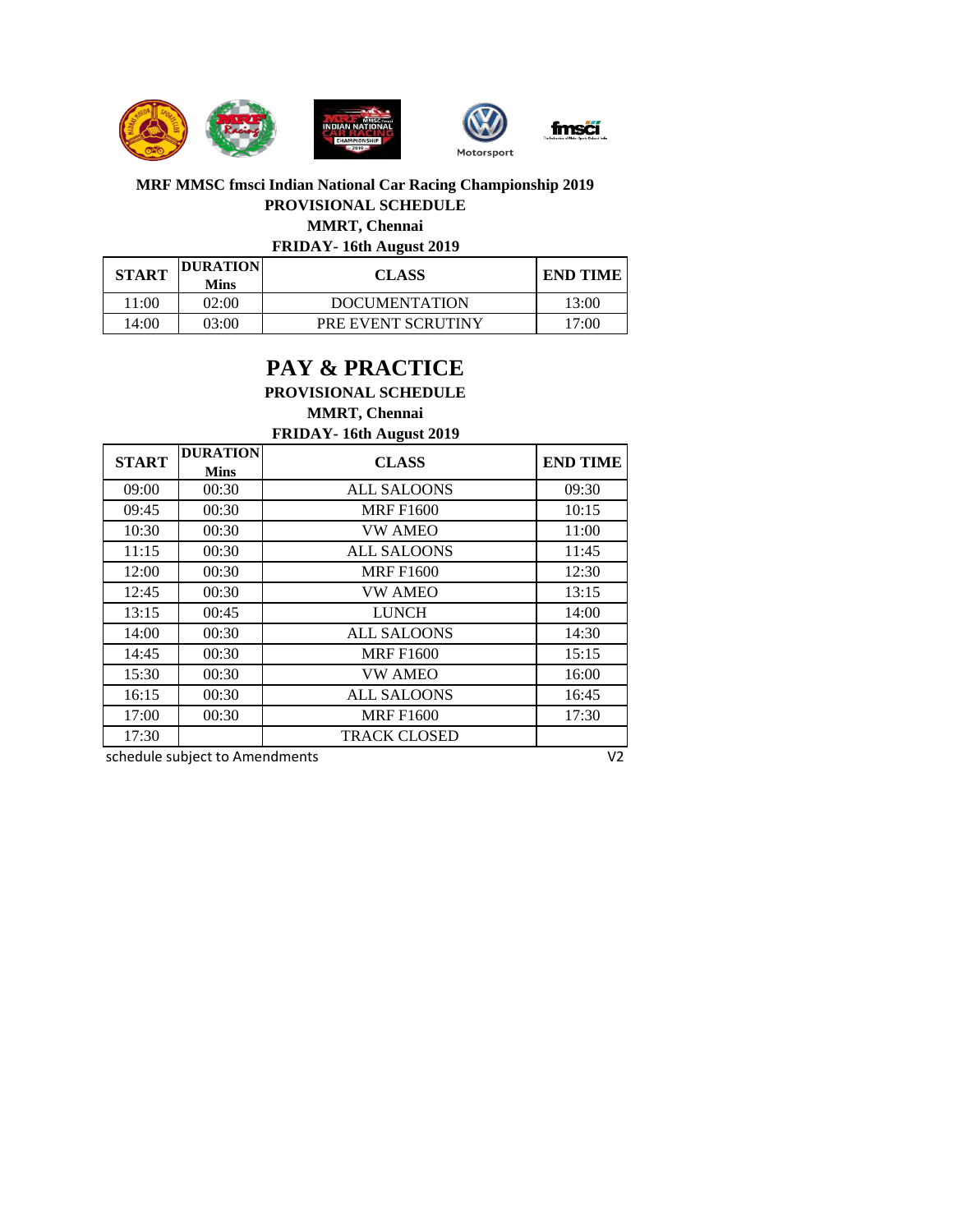**MRF MMSC fmsci Indian National Car Racing Championship 2019**

**PROVISIONAL SCHEDULE**

**MMRT, Chennai**

**FRIDAY- 16th August 2019**

| START | DURATION Mins | CLASS | END TIME |
|---|---|---|---|
| 11:00 | 02:00 | DOCUMENTATION | 13:00 |
| 14:00 | 03:00 | PRE EVENT SCRUTINY | 17:00 |

# PAY & PRACTICE

**PROVISIONAL SCHEDULE**

**MMRT, Chennai**

**FRIDAY- 16th August 2019**

| START | DURATION Mins | CLASS | END TIME |
|---|---|---|---|
| 09:00 | 00:30 | ALL SALOONS | 09:30 |
| 09:45 | 00:30 | MRF F1600 | 10:15 |
| 10:30 | 00:30 | VW AMEO | 11:00 |
| 11:15 | 00:30 | ALL SALOONS | 11:45 |
| 12:00 | 00:30 | MRF F1600 | 12:30 |
| 12:45 | 00:30 | VW AMEO | 13:15 |
| 13:15 | 00:45 | LUNCH | 14:00 |
| 14:00 | 00:30 | ALL SALOONS | 14:30 |
| 14:45 | 00:30 | MRF F1600 | 15:15 |
| 15:30 | 00:30 | VW AMEO | 16:00 |
| 16:15 | 00:30 | ALL SALOONS | 16:45 |
| 17:00 | 00:30 | MRF F1600 | 17:30 |
| 17:30 | | TRACK CLOSED | |

schedule subject to Amendments

V2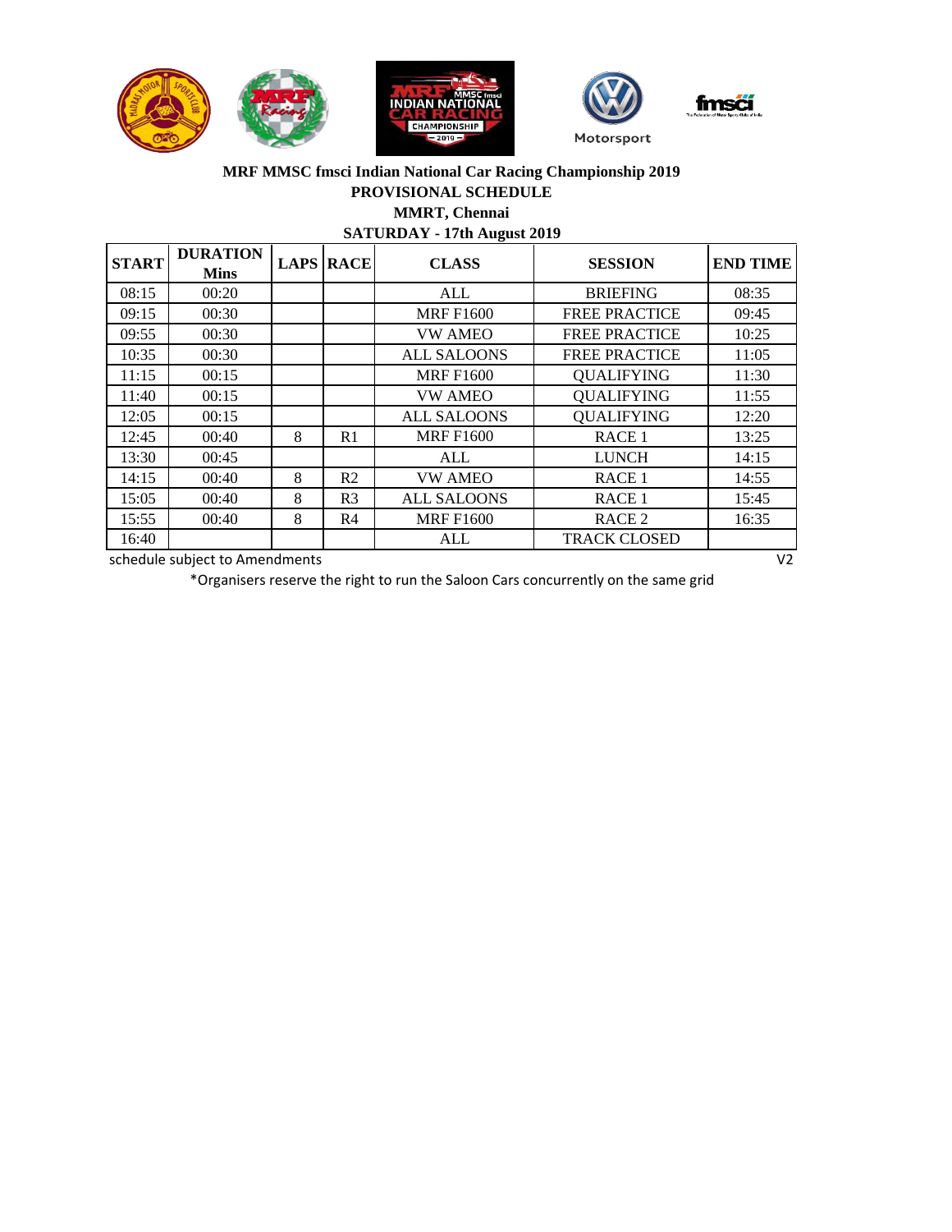**MRF MMSC fmsci Indian National Car Racing Championship 2019**

**PROVISIONAL SCHEDULE**

**MMRT, Chennai**

**SATURDAY - 17th August 2019**

| START | DURATION Mins | LAPS | RACE | CLASS | SESSION | END TIME |
|---|---|---|---|---|---|---|
| 08:15 | 00:20 | | | ALL | BRIEFING | 08:35 |
| 09:15 | 00:30 | | | MRF F1600 | FREE PRACTICE | 09:45 |
| 09:55 | 00:30 | | | VW AMEO | FREE PRACTICE | 10:25 |
| 10:35 | 00:30 | | | ALL SALOONS | FREE PRACTICE | 11:05 |
| 11:15 | 00:15 | | | MRF F1600 | QUALIFYING | 11:30 |
| 11:40 | 00:15 | | | VW AMEO | QUALIFYING | 11:55 |
| 12:05 | 00:15 | | | ALL SALOONS | QUALIFYING | 12:20 |
| 12:45 | 00:40 | 8 | R1 | MRF F1600 | RACE 1 | 13:25 |
| 13:30 | 00:45 | | | ALL | LUNCH | 14:15 |
| 14:15 | 00:40 | 8 | R2 | VW AMEO | RACE 1 | 14:55 |
| 15:05 | 00:40 | 8 | R3 | ALL SALOONS | RACE 1 | 15:45 |
| 15:55 | 00:40 | 8 | R4 | MRF F1600 | RACE 2 | 16:35 |
| 16:40 | | | | ALL | TRACK CLOSED | |

schedule subject to Amendments

V2

*Organisers reserve the right to run the Saloon Cars concurrently on the same grid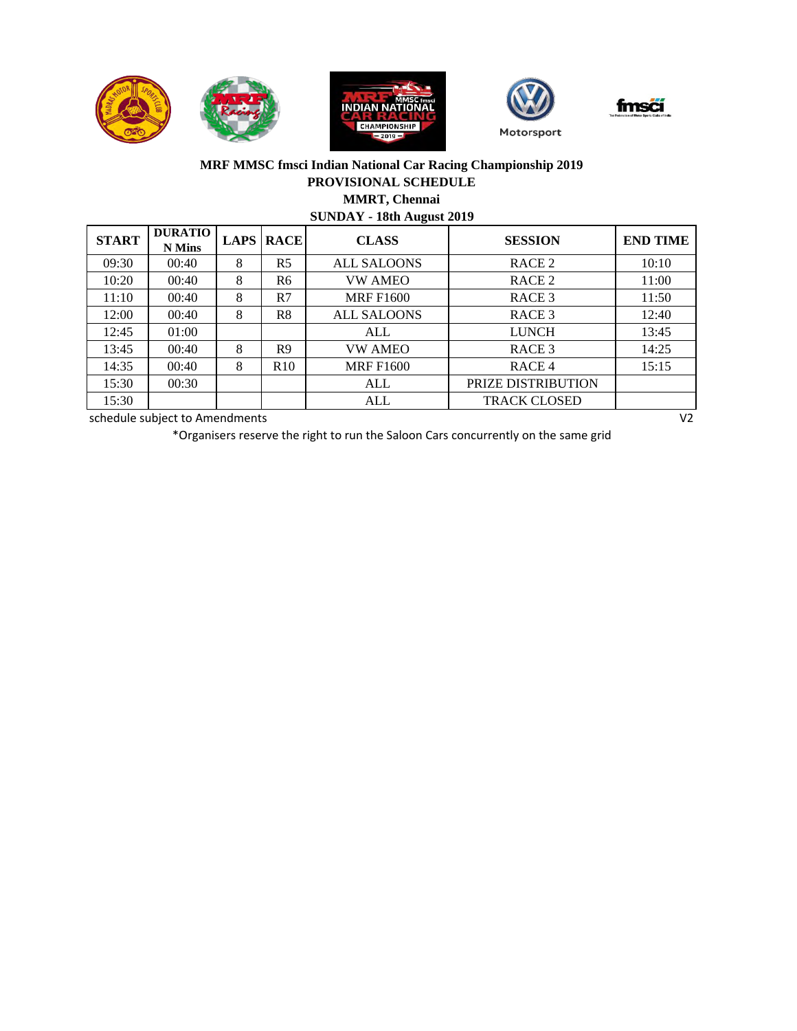**MRF MMSC fmsci Indian National Car Racing Championship 2019**

**PROVISIONAL SCHEDULE**

**MMRT, Chennai**

**SUNDAY - 18th August 2019**

| START | DURATION Mins | LAPS | RACE | CLASS | SESSION | END TIME |
|---|---|---|---|---|---|---|
| 09:30 | 00:40 | 8 | R5 | ALL SALOONS | RACE 2 | 10:10 |
| 10:20 | 00:40 | 8 | R6 | VW AMEO | RACE 2 | 11:00 |
| 11:10 | 00:40 | 8 | R7 | MRF F1600 | RACE 3 | 11:50 |
| 12:00 | 00:40 | 8 | R8 | ALL SALOONS | RACE 3 | 12:40 |
| 12:45 | 01:00 | | | ALL | LUNCH | 13:45 |
| 13:45 | 00:40 | 8 | R9 | VW AMEO | RACE 3 | 14:25 |
| 14:35 | 00:40 | 8 | R10 | MRF F1600 | RACE 4 | 15:15 |
| 15:30 | 00:30 | | | ALL | PRIZE DISTRIBUTION | |
| 15:30 | | | | ALL | TRACK CLOSED | |

schedule subject to Amendments

V2

*Organisers reserve the right to run the Saloon Cars concurrently on the same grid